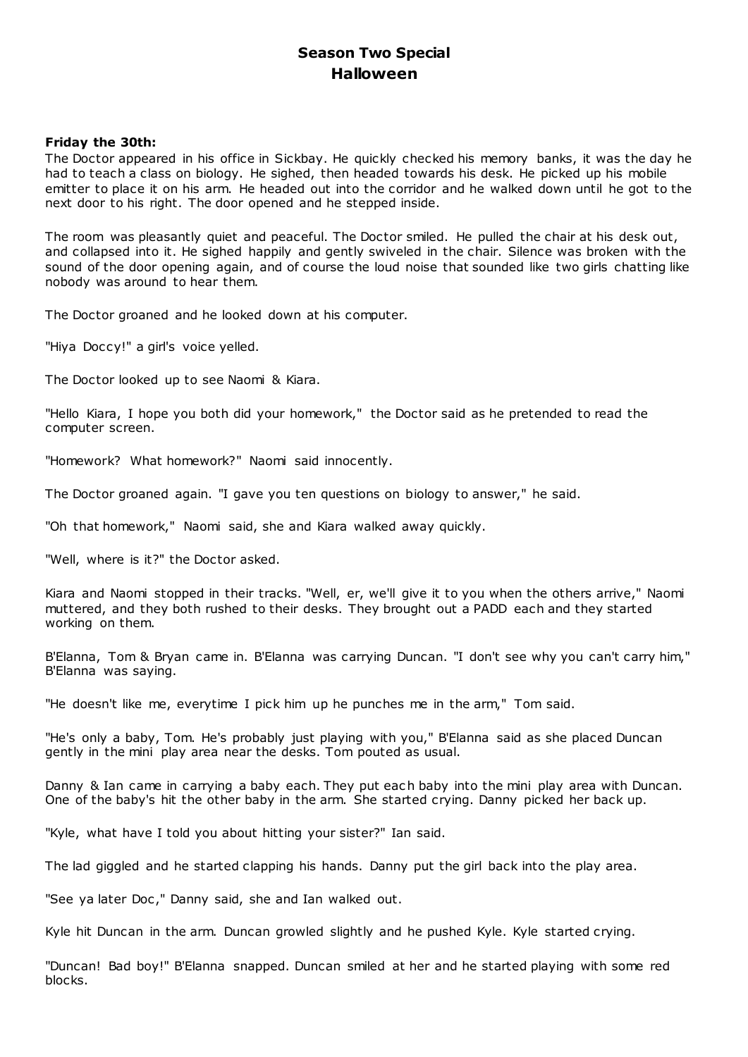# Season Two Special
## Halloween

**Friday the 30th:**

The Doctor appeared in his office in Sickbay. He quickly checked his memory banks, it was the day he had to teach a class on biology. He sighed, then headed towards his desk. He picked up his mobile emitter to place it on his arm. He headed out into the corridor and he walked down until he got to the next door to his right. The door opened and he stepped inside.

The room was pleasantly quiet and peaceful. The Doctor smiled. He pulled the chair at his desk out, and collapsed into it. He sighed happily and gently swiveled in the chair. Silence was broken with the sound of the door opening again, and of course the loud noise that sounded like two girls chatting like nobody was around to hear them.

The Doctor groaned and he looked down at his computer.

"Hiya Doccy!" a girl's voice yelled.

The Doctor looked up to see Naomi & Kiara.

"Hello Kiara, I hope you both did your homework," the Doctor said as he pretended to read the computer screen.

"Homework? What homework?" Naomi said innocently.

The Doctor groaned again. "I gave you ten questions on biology to answer," he said.

"Oh that homework," Naomi said, she and Kiara walked away quickly.

"Well, where is it?" the Doctor asked.

Kiara and Naomi stopped in their tracks. "Well, er, we'll give it to you when the others arrive," Naomi muttered, and they both rushed to their desks. They brought out a PADD each and they started working on them.

B'Elanna, Tom & Bryan came in. B'Elanna was carrying Duncan. "I don't see why you can't carry him," B'Elanna was saying.

"He doesn't like me, everytime I pick him up he punches me in the arm," Tom said.

"He's only a baby, Tom. He's probably just playing with you," B'Elanna said as she placed Duncan gently in the mini play area near the desks. Tom pouted as usual.

Danny & Ian came in carrying a baby each. They put each baby into the mini play area with Duncan. One of the baby's hit the other baby in the arm. She started crying. Danny picked her back up.

"Kyle, what have I told you about hitting your sister?" Ian said.

The lad giggled and he started clapping his hands. Danny put the girl back into the play area.

"See ya later Doc," Danny said, she and Ian walked out.

Kyle hit Duncan in the arm. Duncan growled slightly and he pushed Kyle. Kyle started crying.

"Duncan! Bad boy!" B'Elanna snapped. Duncan smiled at her and he started playing with some red blocks.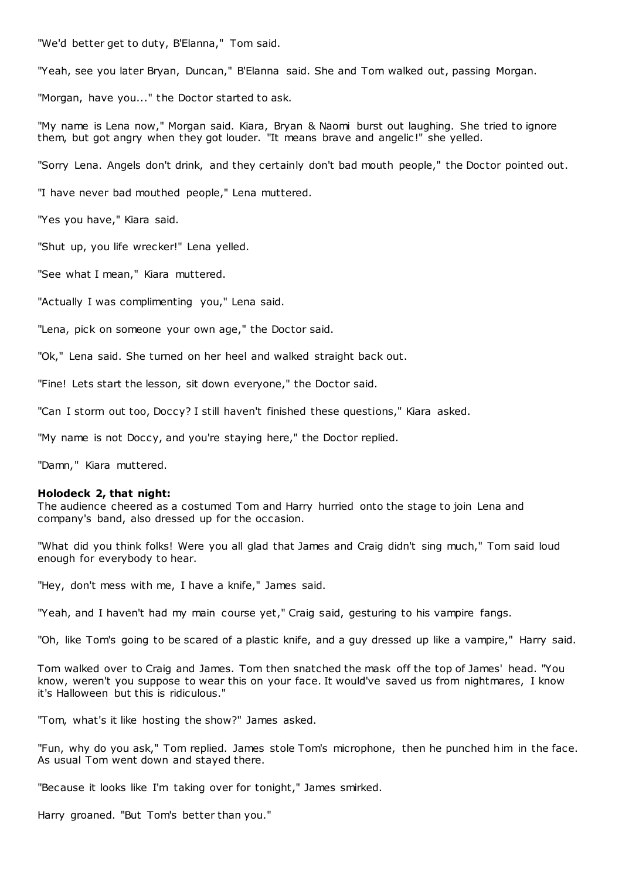"We'd better get to duty, B'Elanna," Tom said.

"Yeah, see you later Bryan, Duncan," B'Elanna said. She and Tom walked out, passing Morgan.

"Morgan, have you..." the Doctor started to ask.

"My name is Lena now," Morgan said. Kiara, Bryan & Naomi burst out laughing. She tried to ignore them, but got angry when they got louder. "It means brave and angelic!" she yelled.

"Sorry Lena. Angels don't drink, and they certainly don't bad mouth people," the Doctor pointed out.

"I have never bad mouthed people," Lena muttered.

"Yes you have," Kiara said.

"Shut up, you life wrecker!" Lena yelled.

"See what I mean," Kiara muttered.

"Actually I was complimenting you," Lena said.

"Lena, pick on someone your own age," the Doctor said.

"Ok," Lena said. She turned on her heel and walked straight back out.

"Fine! Lets start the lesson, sit down everyone," the Doctor said.

"Can I storm out too, Doccy? I still haven't finished these questions," Kiara asked.

"My name is not Doccy, and you're staying here," the Doctor replied.

"Damn," Kiara muttered.

**Holodeck 2, that night:**
The audience cheered as a costumed Tom and Harry hurried onto the stage to join Lena and company's band, also dressed up for the occasion.

"What did you think folks! Were you all glad that James and Craig didn't sing much," Tom said loud enough for everybody to hear.

"Hey, don't mess with me, I have a knife," James said.

"Yeah, and I haven't had my main course yet," Craig said, gesturing to his vampire fangs.

"Oh, like Tom's going to be scared of a plastic knife, and a guy dressed up like a vampire," Harry said.

Tom walked over to Craig and James. Tom then snatched the mask off the top of James' head. "You know, weren't you suppose to wear this on your face. It would've saved us from nightmares, I know it's Halloween but this is ridiculous."

"Tom, what's it like hosting the show?" James asked.

"Fun, why do you ask," Tom replied. James stole Tom's microphone, then he punched him in the face. As usual Tom went down and stayed there.

"Because it looks like I'm taking over for tonight," James smirked.

Harry groaned. "But Tom's better than you."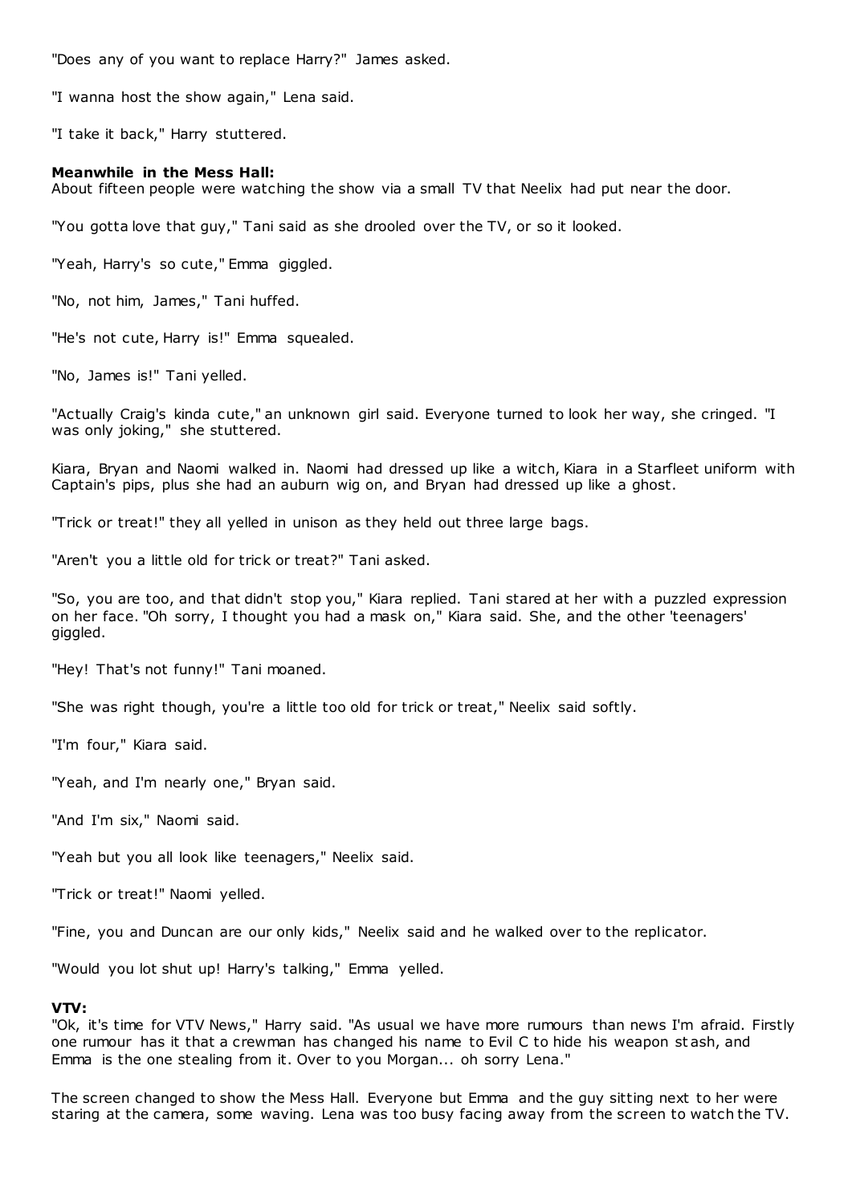"Does any of you want to replace Harry?" James asked.

"I wanna host the show again," Lena said.

"I take it back," Harry stuttered.

**Meanwhile in the Mess Hall:**
About fifteen people were watching the show via a small TV that Neelix had put near the door.

"You gotta love that guy," Tani said as she drooled over the TV, or so it looked.

"Yeah, Harry's so cute," Emma giggled.

"No, not him, James," Tani huffed.

"He's not cute, Harry is!" Emma squealed.

"No, James is!" Tani yelled.

"Actually Craig's kinda cute," an unknown girl said. Everyone turned to look her way, she cringed. "I was only joking," she stuttered.

Kiara, Bryan and Naomi walked in. Naomi had dressed up like a witch, Kiara in a Starfleet uniform with Captain's pips, plus she had an auburn wig on, and Bryan had dressed up like a ghost.

"Trick or treat!" they all yelled in unison as they held out three large bags.

"Aren't you a little old for trick or treat?" Tani asked.

"So, you are too, and that didn't stop you," Kiara replied. Tani stared at her with a puzzled expression on her face. "Oh sorry, I thought you had a mask on," Kiara said. She, and the other 'teenagers' giggled.

"Hey! That's not funny!" Tani moaned.

"She was right though, you're a little too old for trick or treat," Neelix said softly.

"I'm four," Kiara said.

"Yeah, and I'm nearly one," Bryan said.

"And I'm six," Naomi said.

"Yeah but you all look like teenagers," Neelix said.

"Trick or treat!" Naomi yelled.

"Fine, you and Duncan are our only kids," Neelix said and he walked over to the replicator.

"Would you lot shut up! Harry's talking," Emma yelled.

**VTV:**
"Ok, it's time for VTV News," Harry said. "As usual we have more rumours than news I'm afraid. Firstly one rumour has it that a crewman has changed his name to Evil C to hide his weapon stash, and Emma is the one stealing from it. Over to you Morgan... oh sorry Lena."

The screen changed to show the Mess Hall. Everyone but Emma and the guy sitting next to her were staring at the camera, some waving. Lena was too busy facing away from the screen to watch the TV.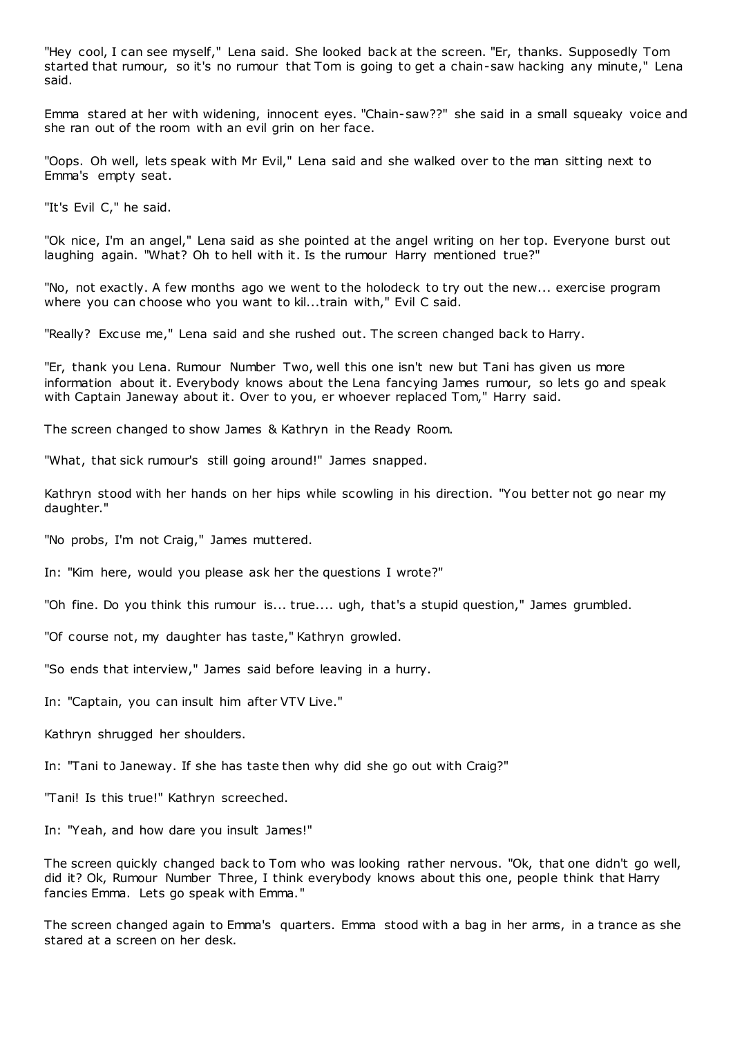"Hey cool, I can see myself," Lena said. She looked back at the screen. "Er, thanks. Supposedly Tom started that rumour, so it's no rumour that Tom is going to get a chain-saw hacking any minute," Lena said.

Emma stared at her with widening, innocent eyes. "Chain-saw??" she said in a small squeaky voice and she ran out of the room with an evil grin on her face.

"Oops. Oh well, lets speak with Mr Evil," Lena said and she walked over to the man sitting next to Emma's empty seat.

"It's Evil C," he said.

"Ok nice, I'm an angel," Lena said as she pointed at the angel writing on her top. Everyone burst out laughing again. "What? Oh to hell with it. Is the rumour Harry mentioned true?"

"No, not exactly. A few months ago we went to the holodeck to try out the new... exercise program where you can choose who you want to kil...train with," Evil C said.

"Really? Excuse me," Lena said and she rushed out. The screen changed back to Harry.

"Er, thank you Lena. Rumour Number Two, well this one isn't new but Tani has given us more information about it. Everybody knows about the Lena fancying James rumour, so lets go and speak with Captain Janeway about it. Over to you, er whoever replaced Tom," Harry said.

The screen changed to show James & Kathryn in the Ready Room.

"What, that sick rumour's still going around!" James snapped.

Kathryn stood with her hands on her hips while scowling in his direction. "You better not go near my daughter."

"No probs, I'm not Craig," James muttered.

In: "Kim here, would you please ask her the questions I wrote?"

"Oh fine. Do you think this rumour is... true.... ugh, that's a stupid question," James grumbled.

"Of course not, my daughter has taste," Kathryn growled.

"So ends that interview," James said before leaving in a hurry.

In: "Captain, you can insult him after VTV Live."

Kathryn shrugged her shoulders.

In: "Tani to Janeway. If she has taste then why did she go out with Craig?"

"Tani! Is this true!" Kathryn screeched.

In: "Yeah, and how dare you insult James!"

The screen quickly changed back to Tom who was looking rather nervous. "Ok, that one didn't go well, did it? Ok, Rumour Number Three, I think everybody knows about this one, people think that Harry fancies Emma. Lets go speak with Emma."

The screen changed again to Emma's quarters. Emma stood with a bag in her arms, in a trance as she stared at a screen on her desk.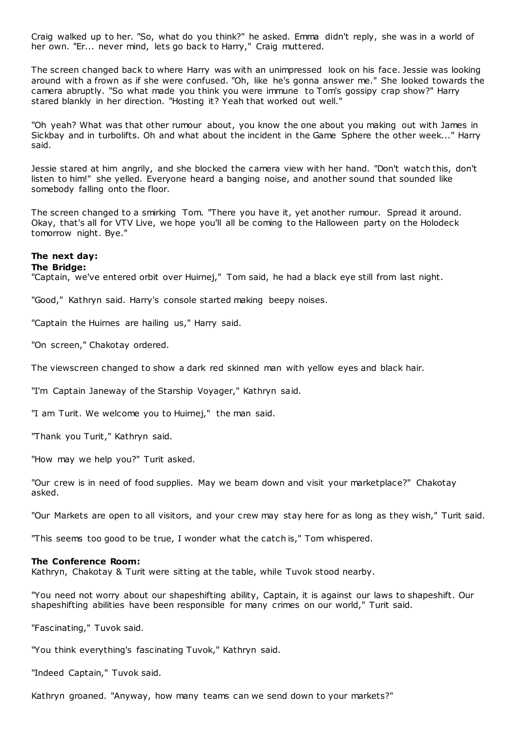Craig walked up to her. "So, what do you think?" he asked. Emma didn't reply, she was in a world of her own. "Er... never mind, lets go back to Harry," Craig muttered.

The screen changed back to where Harry was with an unimpressed look on his face. Jessie was looking around with a frown as if she were confused. "Oh, like he's gonna answer me." She looked towards the camera abruptly. "So what made you think you were immune to Tom's gossipy crap show?" Harry stared blankly in her direction. "Hosting it? Yeah that worked out well."

"Oh yeah? What was that other rumour about, you know the one about you making out with James in Sickbay and in turbolifts. Oh and what about the incident in the Game Sphere the other week..." Harry said.

Jessie stared at him angrily, and she blocked the camera view with her hand. "Don't watch this, don't listen to him!" she yelled. Everyone heard a banging noise, and another sound that sounded like somebody falling onto the floor.

The screen changed to a smirking Tom. "There you have it, yet another rumour. Spread it around. Okay, that's all for VTV Live, we hope you'll all be coming to the Halloween party on the Holodeck tomorrow night. Bye."

**The next day:**
**The Bridge:**
"Captain, we've entered orbit over Huirnej," Tom said, he had a black eye still from last night.

"Good," Kathryn said. Harry's console started making beepy noises.

"Captain the Huirnes are hailing us," Harry said.

"On screen," Chakotay ordered.

The viewscreen changed to show a dark red skinned man with yellow eyes and black hair.

"I'm Captain Janeway of the Starship Voyager," Kathryn said.

"I am Turit. We welcome you to Huirnej," the man said.

"Thank you Turit," Kathryn said.

"How may we help you?" Turit asked.

"Our crew is in need of food supplies. May we beam down and visit your marketplace?" Chakotay asked.

"Our Markets are open to all visitors, and your crew may stay here for as long as they wish," Turit said.

"This seems too good to be true, I wonder what the catch is," Tom whispered.

**The Conference Room:**
Kathryn, Chakotay & Turit were sitting at the table, while Tuvok stood nearby.

"You need not worry about our shapeshifting ability, Captain, it is against our laws to shapeshift. Our shapeshifting abilities have been responsible for many crimes on our world," Turit said.

"Fascinating," Tuvok said.

"You think everything's fascinating Tuvok," Kathryn said.

"Indeed Captain," Tuvok said.

Kathryn groaned. "Anyway, how many teams can we send down to your markets?"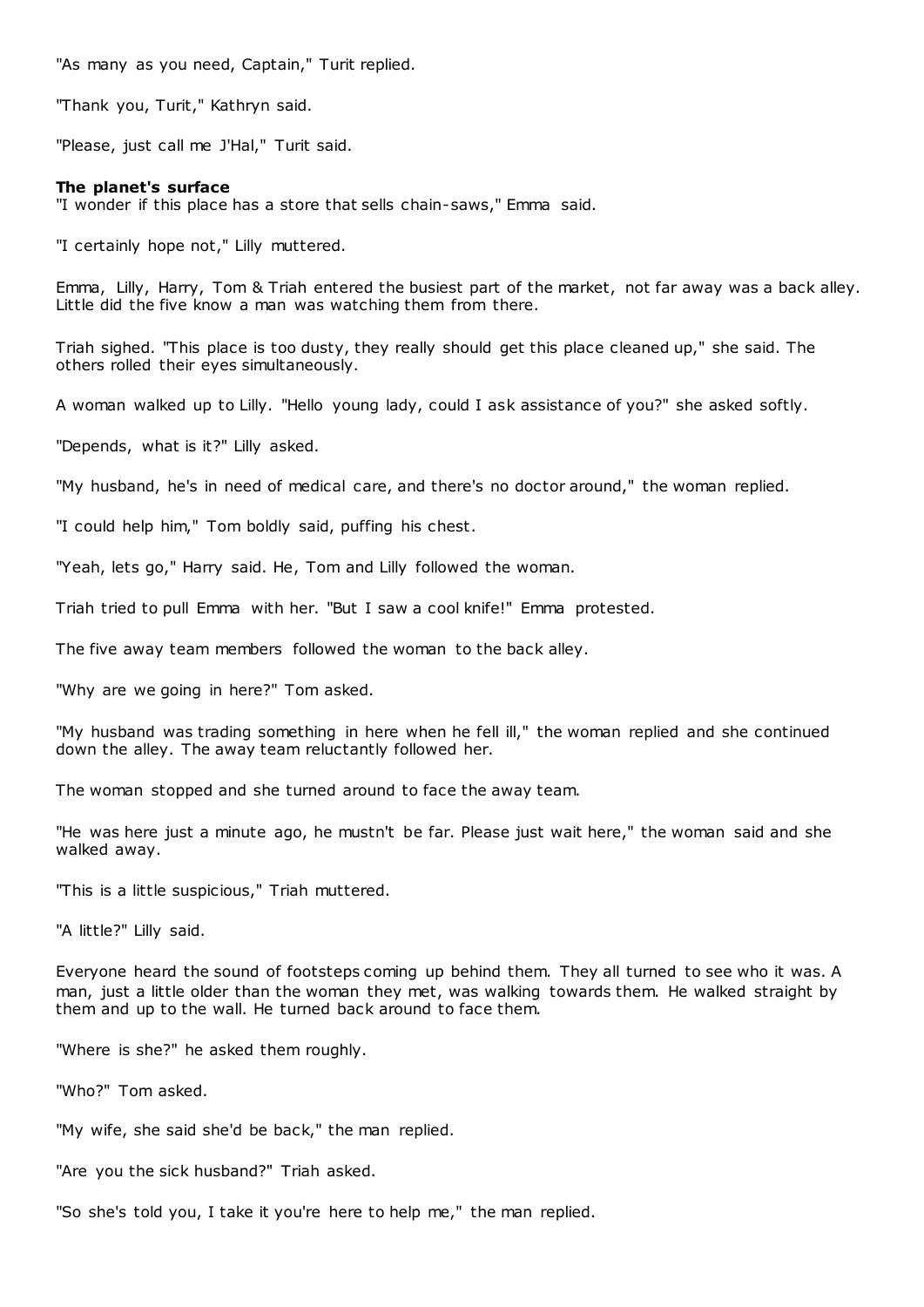"As many as you need, Captain," Turit replied.

"Thank you, Turit," Kathryn said.

"Please, just call me J'Hal," Turit said.

**The planet's surface**

"I wonder if this place has a store that sells chain-saws," Emma said.

"I certainly hope not," Lilly muttered.

Emma, Lilly, Harry, Tom & Triah entered the busiest part of the market, not far away was a back alley. Little did the five know a man was watching them from there.

Triah sighed. "This place is too dusty, they really should get this place cleaned up," she said. The others rolled their eyes simultaneously.

A woman walked up to Lilly. "Hello young lady, could I ask assistance of you?" she asked softly.

"Depends, what is it?" Lilly asked.

"My husband, he's in need of medical care, and there's no doctor around," the woman replied.

"I could help him," Tom boldly said, puffing his chest.

"Yeah, lets go," Harry said. He, Tom and Lilly followed the woman.

Triah tried to pull Emma with her. "But I saw a cool knife!" Emma protested.

The five away team members followed the woman to the back alley.

"Why are we going in here?" Tom asked.

"My husband was trading something in here when he fell ill," the woman replied and she continued down the alley. The away team reluctantly followed her.

The woman stopped and she turned around to face the away team.

"He was here just a minute ago, he mustn't be far. Please just wait here," the woman said and she walked away.

"This is a little suspicious," Triah muttered.

"A little?" Lilly said.

Everyone heard the sound of footsteps coming up behind them. They all turned to see who it was. A man, just a little older than the woman they met, was walking towards them. He walked straight by them and up to the wall. He turned back around to face them.

"Where is she?" he asked them roughly.

"Who?" Tom asked.

"My wife, she said she'd be back," the man replied.

"Are you the sick husband?" Triah asked.

"So she's told you, I take it you're here to help me," the man replied.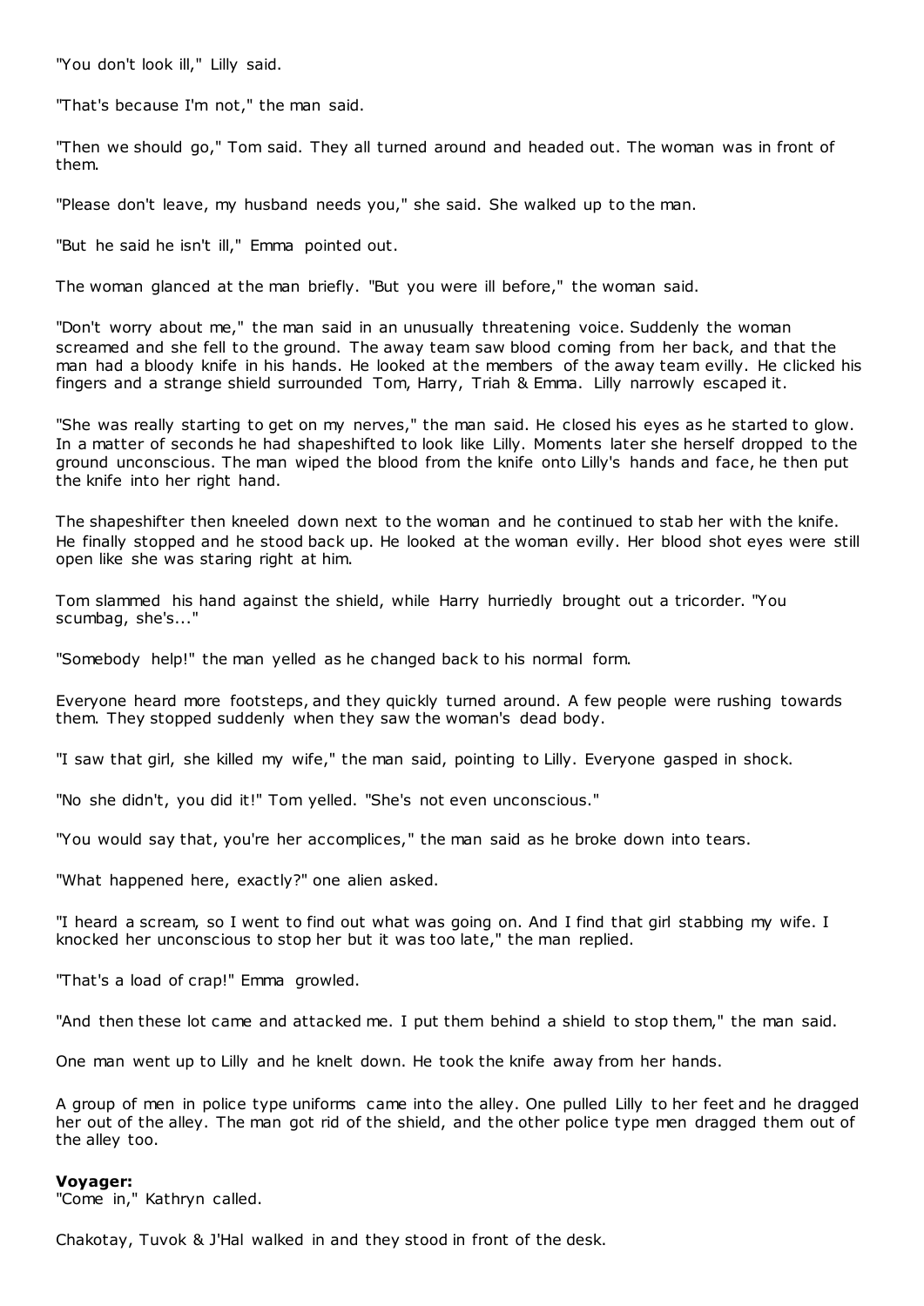"You don't look ill," Lilly said.

"That's because I'm not," the man said.

"Then we should go," Tom said. They all turned around and headed out. The woman was in front of them.

"Please don't leave, my husband needs you," she said. She walked up to the man.

"But he said he isn't ill," Emma pointed out.

The woman glanced at the man briefly. "But you were ill before," the woman said.

"Don't worry about me," the man said in an unusually threatening voice. Suddenly the woman screamed and she fell to the ground. The away team saw blood coming from her back, and that the man had a bloody knife in his hands. He looked at the members of the away team evilly. He clicked his fingers and a strange shield surrounded Tom, Harry, Triah & Emma. Lilly narrowly escaped it.

"She was really starting to get on my nerves," the man said. He closed his eyes as he started to glow. In a matter of seconds he had shapeshifted to look like Lilly. Moments later she herself dropped to the ground unconscious. The man wiped the blood from the knife onto Lilly's hands and face, he then put the knife into her right hand.

The shapeshifter then kneeled down next to the woman and he continued to stab her with the knife. He finally stopped and he stood back up. He looked at the woman evilly. Her blood shot eyes were still open like she was staring right at him.

Tom slammed his hand against the shield, while Harry hurriedly brought out a tricorder. "You scumbag, she's..."

"Somebody help!" the man yelled as he changed back to his normal form.

Everyone heard more footsteps, and they quickly turned around. A few people were rushing towards them. They stopped suddenly when they saw the woman's dead body.

"I saw that girl, she killed my wife," the man said, pointing to Lilly. Everyone gasped in shock.

"No she didn't, you did it!" Tom yelled. "She's not even unconscious."

"You would say that, you're her accomplices," the man said as he broke down into tears.

"What happened here, exactly?" one alien asked.

"I heard a scream, so I went to find out what was going on. And I find that girl stabbing my wife. I knocked her unconscious to stop her but it was too late," the man replied.

"That's a load of crap!" Emma growled.

"And then these lot came and attacked me. I put them behind a shield to stop them," the man said.

One man went up to Lilly and he knelt down. He took the knife away from her hands.

A group of men in police type uniforms came into the alley. One pulled Lilly to her feet and he dragged her out of the alley. The man got rid of the shield, and the other police type men dragged them out of the alley too.

**Voyager:**
"Come in," Kathryn called.

Chakotay, Tuvok & J'Hal walked in and they stood in front of the desk.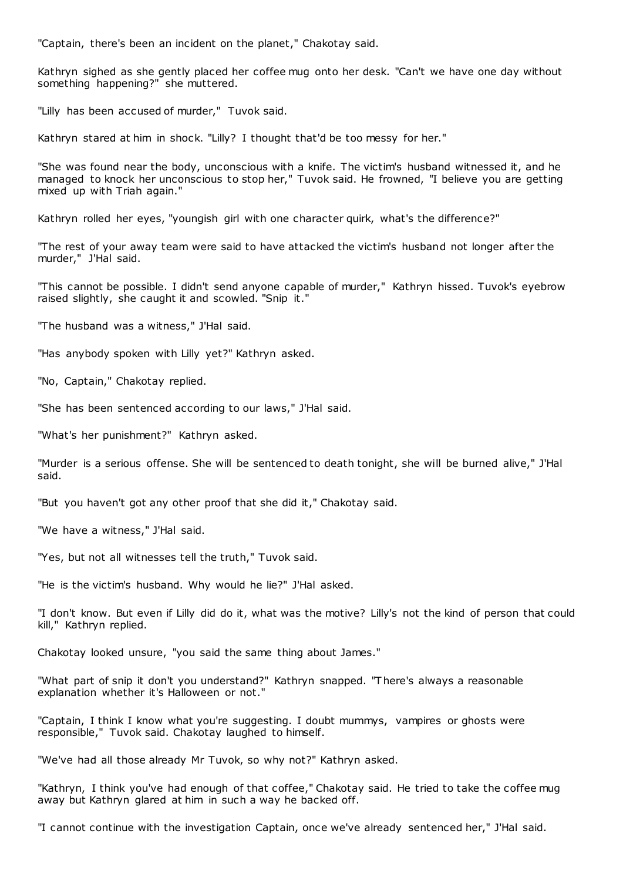"Captain, there's been an incident on the planet," Chakotay said.

Kathryn sighed as she gently placed her coffee mug onto her desk. "Can't we have one day without something happening?" she muttered.

"Lilly has been accused of murder," Tuvok said.

Kathryn stared at him in shock. "Lilly? I thought that'd be too messy for her."

"She was found near the body, unconscious with a knife. The victim's husband witnessed it, and he managed to knock her unconscious to stop her," Tuvok said. He frowned, "I believe you are getting mixed up with Triah again."

Kathryn rolled her eyes, "youngish girl with one character quirk, what's the difference?"

"The rest of your away team were said to have attacked the victim's husband not longer after the murder," J'Hal said.

"This cannot be possible. I didn't send anyone capable of murder," Kathryn hissed. Tuvok's eyebrow raised slightly, she caught it and scowled. "Snip it."

"The husband was a witness," J'Hal said.

"Has anybody spoken with Lilly yet?" Kathryn asked.

"No, Captain," Chakotay replied.

"She has been sentenced according to our laws," J'Hal said.

"What's her punishment?" Kathryn asked.

"Murder is a serious offense. She will be sentenced to death tonight, she will be burned alive," J'Hal said.

"But you haven't got any other proof that she did it," Chakotay said.

"We have a witness," J'Hal said.

"Yes, but not all witnesses tell the truth," Tuvok said.

"He is the victim's husband. Why would he lie?" J'Hal asked.

"I don't know. But even if Lilly did do it, what was the motive? Lilly's not the kind of person that could kill," Kathryn replied.

Chakotay looked unsure, "you said the same thing about James."

"What part of snip it don't you understand?" Kathryn snapped. "There's always a reasonable explanation whether it's Halloween or not."

"Captain, I think I know what you're suggesting. I doubt mummys, vampires or ghosts were responsible," Tuvok said. Chakotay laughed to himself.

"We've had all those already Mr Tuvok, so why not?" Kathryn asked.

"Kathryn, I think you've had enough of that coffee," Chakotay said. He tried to take the coffee mug away but Kathryn glared at him in such a way he backed off.

"I cannot continue with the investigation Captain, once we've already sentenced her," J'Hal said.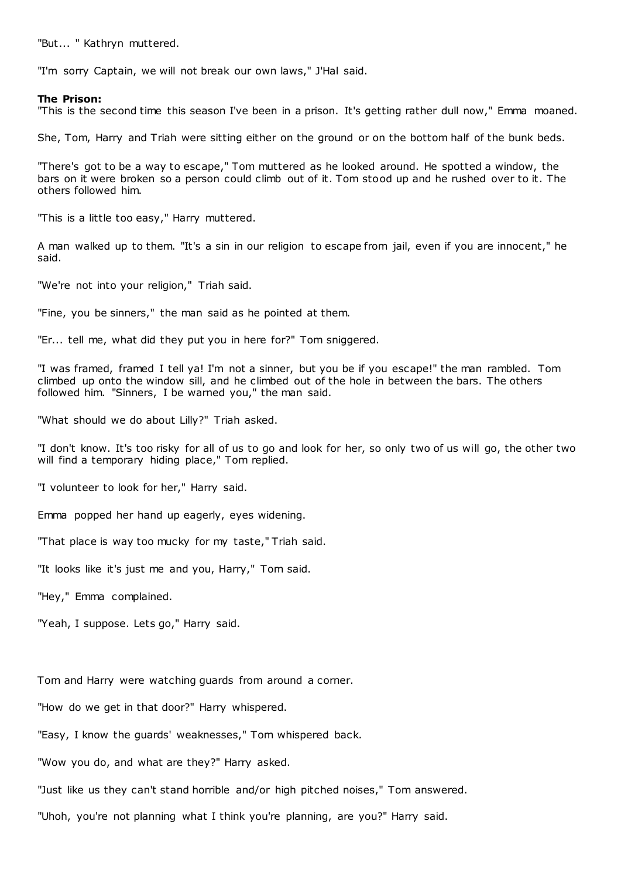"But... " Kathryn muttered.

"I'm sorry Captain, we will not break our own laws," J'Hal said.

**The Prison:**

"This is the second time this season I've been in a prison. It's getting rather dull now," Emma moaned.

She, Tom, Harry and Triah were sitting either on the ground or on the bottom half of the bunk beds.

"There's got to be a way to escape," Tom muttered as he looked around. He spotted a window, the bars on it were broken so a person could climb out of it. Tom stood up and he rushed over to it. The others followed him.

"This is a little too easy," Harry muttered.

A man walked up to them. "It's a sin in our religion to escape from jail, even if you are innocent," he said.

"We're not into your religion," Triah said.

"Fine, you be sinners," the man said as he pointed at them.

"Er... tell me, what did they put you in here for?" Tom sniggered.

"I was framed, framed I tell ya! I'm not a sinner, but you be if you escape!" the man rambled. Tom climbed up onto the window sill, and he climbed out of the hole in between the bars. The others followed him. "Sinners, I be warned you," the man said.

"What should we do about Lilly?" Triah asked.

"I don't know. It's too risky for all of us to go and look for her, so only two of us will go, the other two will find a temporary hiding place," Tom replied.

"I volunteer to look for her," Harry said.

Emma popped her hand up eagerly, eyes widening.

"That place is way too mucky for my taste," Triah said.

"It looks like it's just me and you, Harry," Tom said.

"Hey," Emma complained.

"Yeah, I suppose. Lets go," Harry said.

Tom and Harry were watching guards from around a corner.

"How do we get in that door?" Harry whispered.

"Easy, I know the guards' weaknesses," Tom whispered back.

"Wow you do, and what are they?" Harry asked.

"Just like us they can't stand horrible and/or high pitched noises," Tom answered.

"Uhoh, you're not planning what I think you're planning, are you?" Harry said.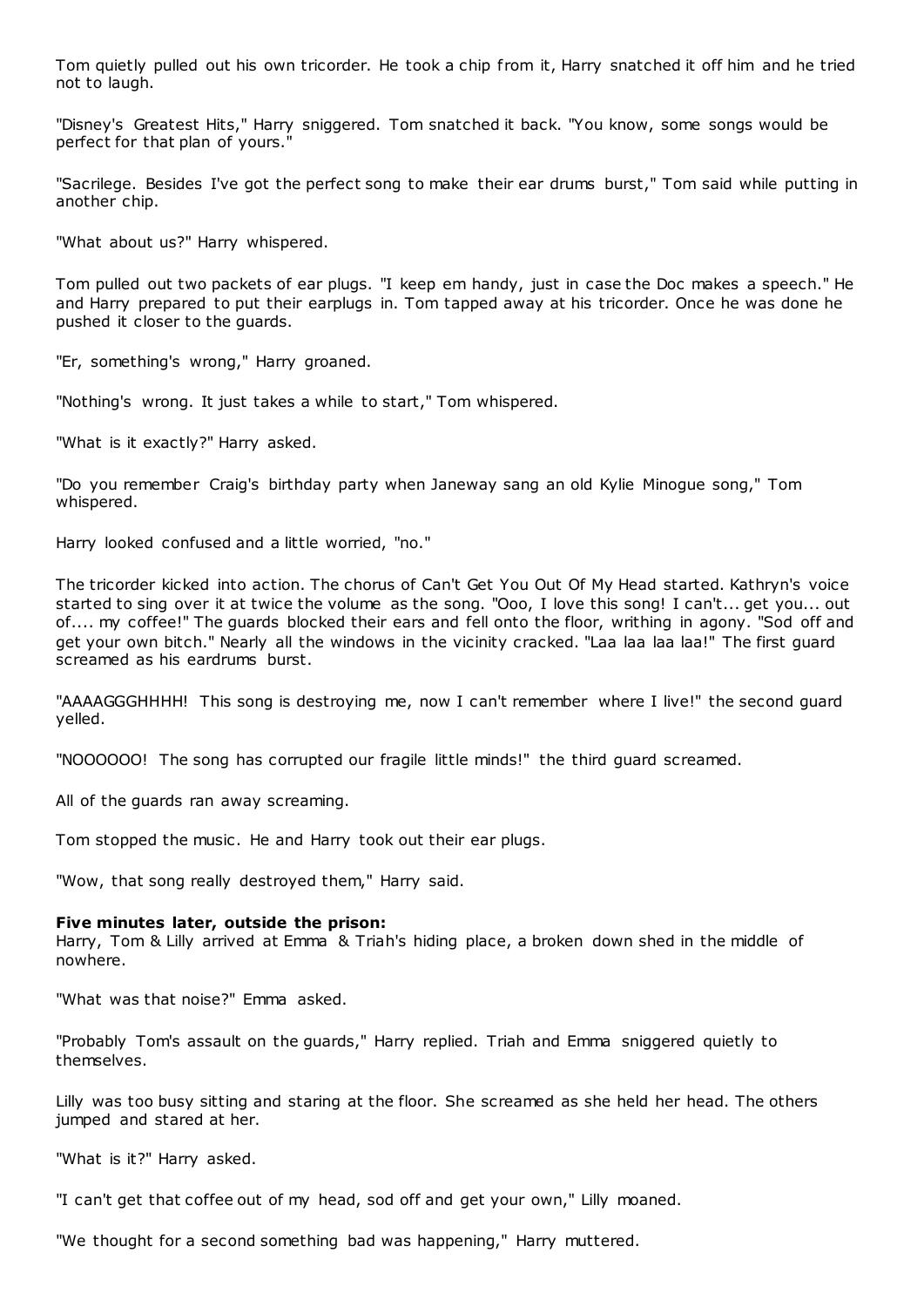Tom quietly pulled out his own tricorder. He took a chip from it, Harry snatched it off him and he tried not to laugh.

"Disney's Greatest Hits," Harry sniggered. Tom snatched it back. "You know, some songs would be perfect for that plan of yours."

"Sacrilege. Besides I've got the perfect song to make their ear drums burst," Tom said while putting in another chip.

"What about us?" Harry whispered.

Tom pulled out two packets of ear plugs. "I keep em handy, just in case the Doc makes a speech." He and Harry prepared to put their earplugs in. Tom tapped away at his tricorder. Once he was done he pushed it closer to the guards.

"Er, something's wrong," Harry groaned.

"Nothing's wrong. It just takes a while to start," Tom whispered.

"What is it exactly?" Harry asked.

"Do you remember Craig's birthday party when Janeway sang an old Kylie Minogue song," Tom whispered.

Harry looked confused and a little worried, "no."

The tricorder kicked into action. The chorus of Can't Get You Out Of My Head started. Kathryn's voice started to sing over it at twice the volume as the song. "Ooo, I love this song! I can't... get you... out of.... my coffee!" The guards blocked their ears and fell onto the floor, writhing in agony. "Sod off and get your own bitch." Nearly all the windows in the vicinity cracked. "Laa laa laa laa!" The first guard screamed as his eardrums burst.

"AAAAGGGHHHH! This song is destroying me, now I can't remember where I live!" the second guard yelled.

"NOOOOOO! The song has corrupted our fragile little minds!" the third guard screamed.

All of the guards ran away screaming.

Tom stopped the music. He and Harry took out their ear plugs.

"Wow, that song really destroyed them," Harry said.

**Five minutes later, outside the prison:**
Harry, Tom & Lilly arrived at Emma & Triah's hiding place, a broken down shed in the middle of nowhere.

"What was that noise?" Emma asked.

"Probably Tom's assault on the guards," Harry replied. Triah and Emma sniggered quietly to themselves.

Lilly was too busy sitting and staring at the floor. She screamed as she held her head. The others jumped and stared at her.

"What is it?" Harry asked.

"I can't get that coffee out of my head, sod off and get your own," Lilly moaned.

"We thought for a second something bad was happening," Harry muttered.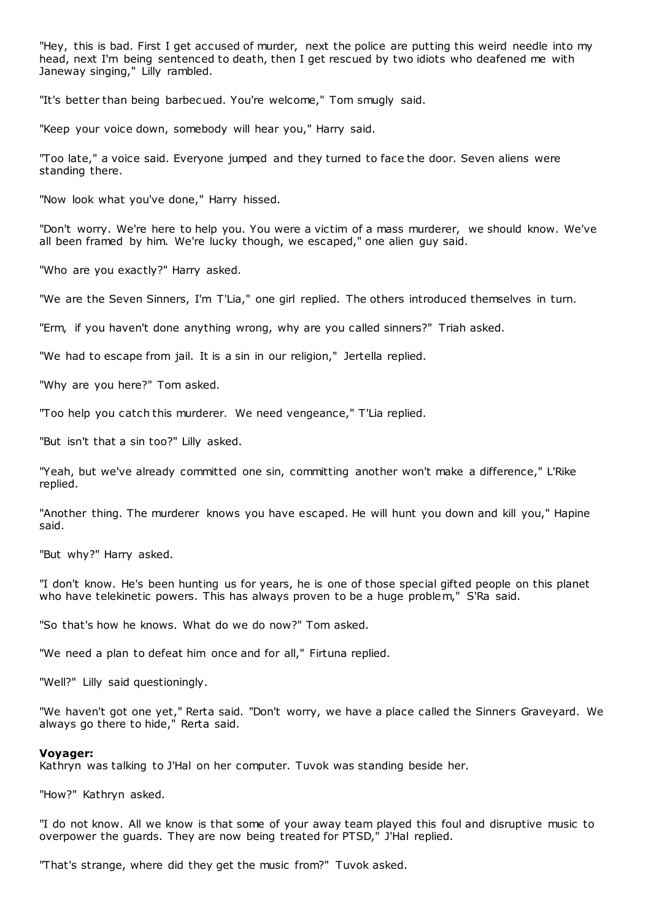"Hey, this is bad. First I get accused of murder, next the police are putting this weird needle into my head, next I'm being sentenced to death, then I get rescued by two idiots who deafened me with Janeway singing," Lilly rambled.

"It's better than being barbecued. You're welcome," Tom smugly said.

"Keep your voice down, somebody will hear you," Harry said.

"Too late," a voice said. Everyone jumped and they turned to face the door. Seven aliens were standing there.

"Now look what you've done," Harry hissed.

"Don't worry. We're here to help you. You were a victim of a mass murderer, we should know. We've all been framed by him. We're lucky though, we escaped," one alien guy said.

"Who are you exactly?" Harry asked.

"We are the Seven Sinners, I'm T'Lia," one girl replied. The others introduced themselves in turn.

"Erm, if you haven't done anything wrong, why are you called sinners?" Triah asked.

"We had to escape from jail. It is a sin in our religion," Jertella replied.

"Why are you here?" Tom asked.

"Too help you catch this murderer. We need vengeance," T'Lia replied.

"But isn't that a sin too?" Lilly asked.

"Yeah, but we've already committed one sin, committing another won't make a difference," L'Rike replied.

"Another thing. The murderer knows you have escaped. He will hunt you down and kill you," Hapine said.

"But why?" Harry asked.

"I don't know. He's been hunting us for years, he is one of those special gifted people on this planet who have telekinetic powers. This has always proven to be a huge problem," S'Ra said.

"So that's how he knows. What do we do now?" Tom asked.

"We need a plan to defeat him once and for all," Firtuna replied.

"Well?" Lilly said questioningly.

"We haven't got one yet," Rerta said. "Don't worry, we have a place called the Sinners Graveyard. We always go there to hide," Rerta said.

**Voyager:**
Kathryn was talking to J'Hal on her computer. Tuvok was standing beside her.

"How?" Kathryn asked.

"I do not know. All we know is that some of your away team played this foul and disruptive music to overpower the guards. They are now being treated for PTSD," J'Hal replied.

"That's strange, where did they get the music from?" Tuvok asked.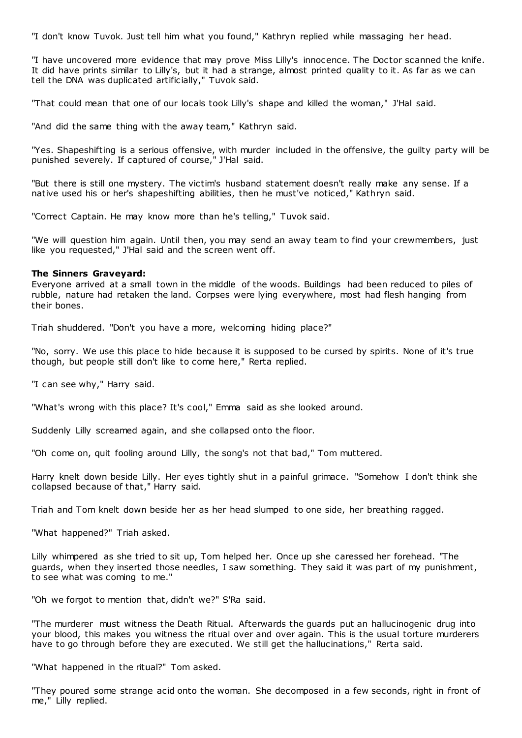"I don't know Tuvok. Just tell him what you found," Kathryn replied while massaging her head.

"I have uncovered more evidence that may prove Miss Lilly's innocence. The Doctor scanned the knife. It did have prints similar to Lilly's, but it had a strange, almost printed quality to it. As far as we can tell the DNA was duplicated artificially," Tuvok said.

"That could mean that one of our locals took Lilly's shape and killed the woman," J'Hal said.

"And did the same thing with the away team," Kathryn said.

"Yes. Shapeshifting is a serious offensive, with murder included in the offensive, the guilty party will be punished severely. If captured of course," J'Hal said.

"But there is still one mystery. The victim's husband statement doesn't really make any sense. If a native used his or her's shapeshifting abilities, then he must've noticed," Kathryn said.

"Correct Captain. He may know more than he's telling," Tuvok said.

"We will question him again. Until then, you may send an away team to find your crewmembers, just like you requested," J'Hal said and the screen went off.

**The Sinners Graveyard:**
Everyone arrived at a small town in the middle of the woods. Buildings had been reduced to piles of rubble, nature had retaken the land. Corpses were lying everywhere, most had flesh hanging from their bones.

Triah shuddered. "Don't you have a more, welcoming hiding place?"

"No, sorry. We use this place to hide because it is supposed to be cursed by spirits. None of it's true though, but people still don't like to come here," Rerta replied.

"I can see why," Harry said.

"What's wrong with this place? It's cool," Emma said as she looked around.

Suddenly Lilly screamed again, and she collapsed onto the floor.

"Oh come on, quit fooling around Lilly, the song's not that bad," Tom muttered.

Harry knelt down beside Lilly. Her eyes tightly shut in a painful grimace. "Somehow I don't think she collapsed because of that," Harry said.

Triah and Tom knelt down beside her as her head slumped to one side, her breathing ragged.

"What happened?" Triah asked.

Lilly whimpered as she tried to sit up, Tom helped her. Once up she caressed her forehead. "The guards, when they inserted those needles, I saw something. They said it was part of my punishment, to see what was coming to me."

"Oh we forgot to mention that, didn't we?" S'Ra said.

"The murderer must witness the Death Ritual. Afterwards the guards put an hallucinogenic drug into your blood, this makes you witness the ritual over and over again. This is the usual torture murderers have to go through before they are executed. We still get the hallucinations," Rerta said.

"What happened in the ritual?" Tom asked.

"They poured some strange acid onto the woman. She decomposed in a few seconds, right in front of me," Lilly replied.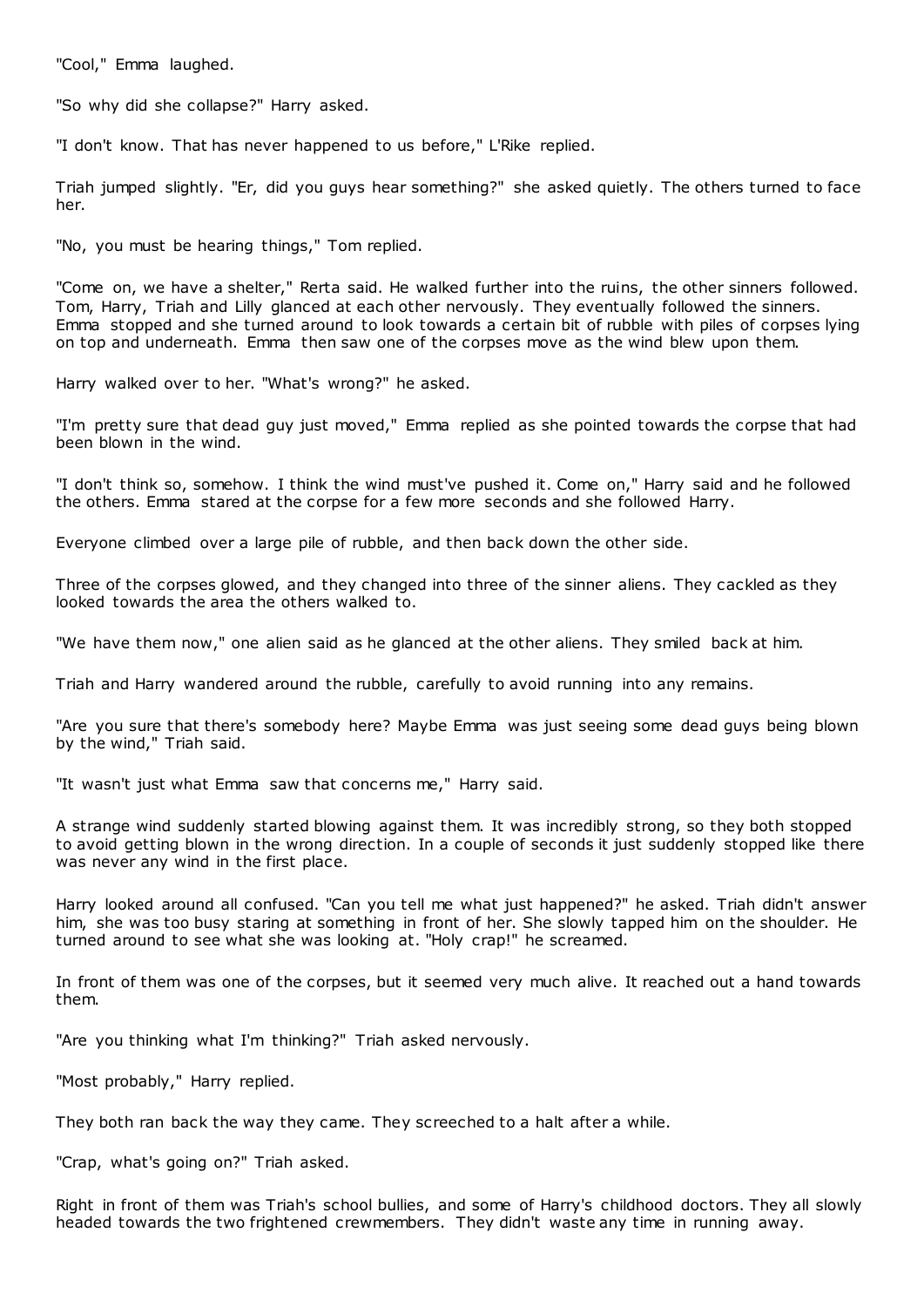"Cool," Emma laughed.

"So why did she collapse?" Harry asked.

"I don't know. That has never happened to us before," L'Rike replied.

Triah jumped slightly. "Er, did you guys hear something?" she asked quietly. The others turned to face her.

"No, you must be hearing things," Tom replied.

"Come on, we have a shelter," Rerta said. He walked further into the ruins, the other sinners followed. Tom, Harry, Triah and Lilly glanced at each other nervously. They eventually followed the sinners. Emma stopped and she turned around to look towards a certain bit of rubble with piles of corpses lying on top and underneath. Emma then saw one of the corpses move as the wind blew upon them.

Harry walked over to her. "What's wrong?" he asked.

"I'm pretty sure that dead guy just moved," Emma replied as she pointed towards the corpse that had been blown in the wind.

"I don't think so, somehow. I think the wind must've pushed it. Come on," Harry said and he followed the others. Emma stared at the corpse for a few more seconds and she followed Harry.

Everyone climbed over a large pile of rubble, and then back down the other side.

Three of the corpses glowed, and they changed into three of the sinner aliens. They cackled as they looked towards the area the others walked to.

"We have them now," one alien said as he glanced at the other aliens. They smiled back at him.

Triah and Harry wandered around the rubble, carefully to avoid running into any remains.

"Are you sure that there's somebody here? Maybe Emma was just seeing some dead guys being blown by the wind," Triah said.

"It wasn't just what Emma saw that concerns me," Harry said.

A strange wind suddenly started blowing against them. It was incredibly strong, so they both stopped to avoid getting blown in the wrong direction. In a couple of seconds it just suddenly stopped like there was never any wind in the first place.

Harry looked around all confused. "Can you tell me what just happened?" he asked. Triah didn't answer him, she was too busy staring at something in front of her. She slowly tapped him on the shoulder. He turned around to see what she was looking at. "Holy crap!" he screamed.

In front of them was one of the corpses, but it seemed very much alive. It reached out a hand towards them.

"Are you thinking what I'm thinking?" Triah asked nervously.

"Most probably," Harry replied.

They both ran back the way they came. They screeched to a halt after a while.

"Crap, what's going on?" Triah asked.

Right in front of them was Triah's school bullies, and some of Harry's childhood doctors. They all slowly headed towards the two frightened crewmembers. They didn't waste any time in running away.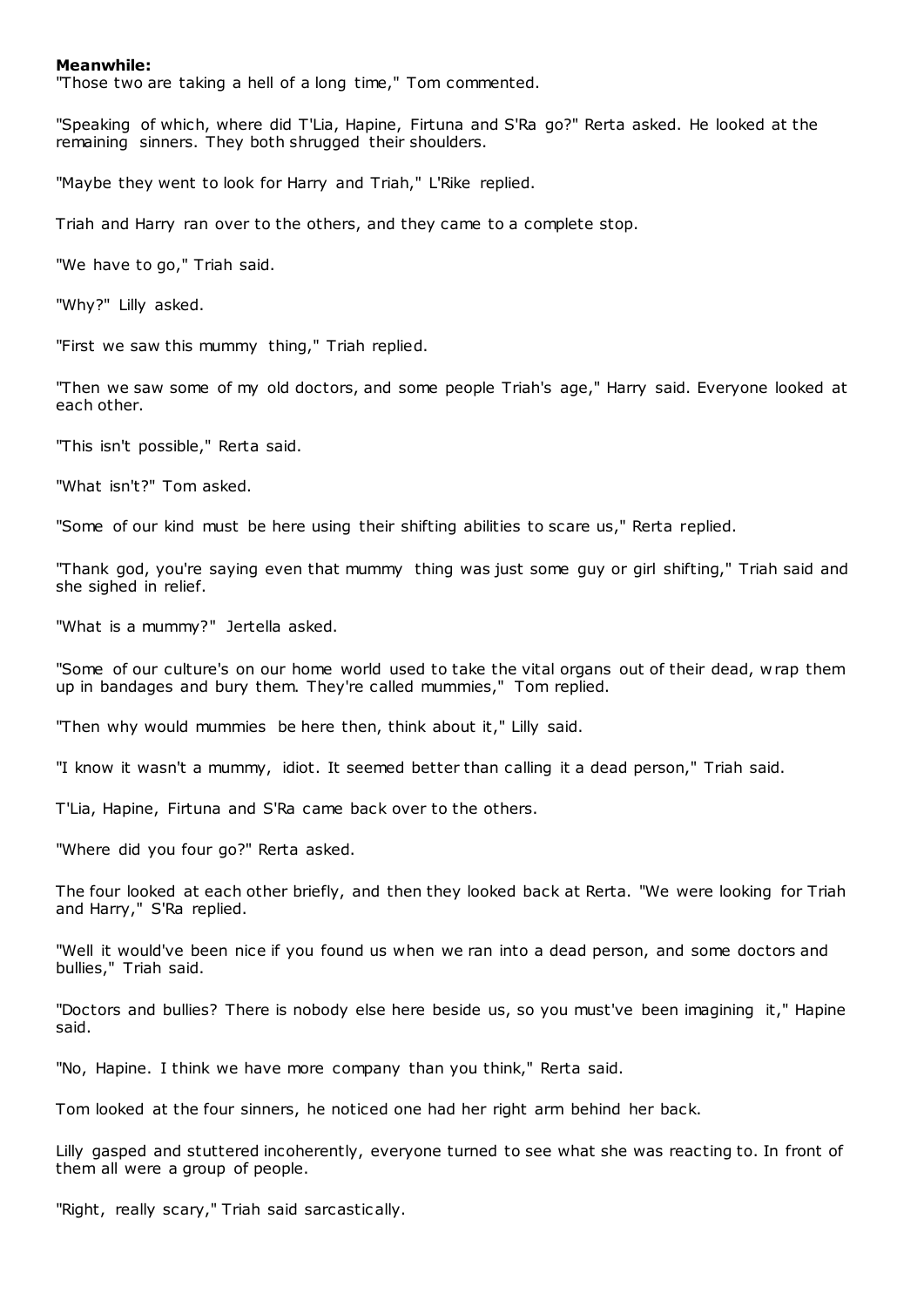**Meanwhile:**

"Those two are taking a hell of a long time," Tom commented.

"Speaking of which, where did T'Lia, Hapine, Firtuna and S'Ra go?" Rerta asked. He looked at the remaining sinners. They both shrugged their shoulders.

"Maybe they went to look for Harry and Triah," L'Rike replied.

Triah and Harry ran over to the others, and they came to a complete stop.

"We have to go," Triah said.

"Why?" Lilly asked.

"First we saw this mummy thing," Triah replied.

"Then we saw some of my old doctors, and some people Triah's age," Harry said. Everyone looked at each other.

"This isn't possible," Rerta said.

"What isn't?" Tom asked.

"Some of our kind must be here using their shifting abilities to scare us," Rerta replied.

"Thank god, you're saying even that mummy thing was just some guy or girl shifting," Triah said and she sighed in relief.

"What is a mummy?" Jertella asked.

"Some of our culture's on our home world used to take the vital organs out of their dead, wrap them up in bandages and bury them. They're called mummies," Tom replied.

"Then why would mummies be here then, think about it," Lilly said.

"I know it wasn't a mummy, idiot. It seemed better than calling it a dead person," Triah said.

T'Lia, Hapine, Firtuna and S'Ra came back over to the others.

"Where did you four go?" Rerta asked.

The four looked at each other briefly, and then they looked back at Rerta. "We were looking for Triah and Harry," S'Ra replied.

"Well it would've been nice if you found us when we ran into a dead person, and some doctors and bullies," Triah said.

"Doctors and bullies? There is nobody else here beside us, so you must've been imagining it," Hapine said.

"No, Hapine. I think we have more company than you think," Rerta said.

Tom looked at the four sinners, he noticed one had her right arm behind her back.

Lilly gasped and stuttered incoherently, everyone turned to see what she was reacting to. In front of them all were a group of people.

"Right, really scary," Triah said sarcastically.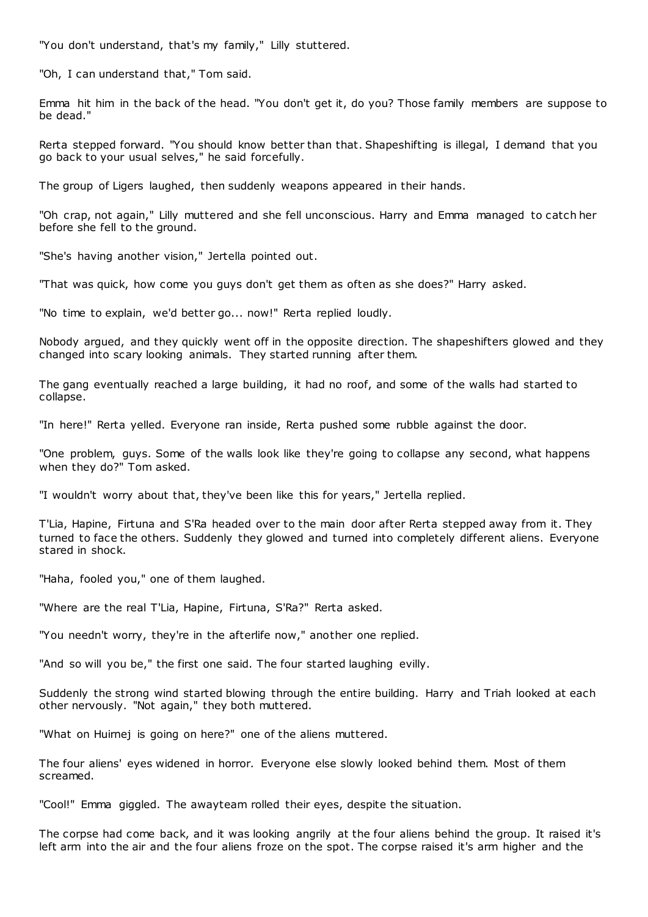"You don't understand, that's my family," Lilly stuttered.

"Oh, I can understand that," Tom said.

Emma hit him in the back of the head. "You don't get it, do you? Those family members are suppose to be dead."

Rerta stepped forward. "You should know better than that. Shapeshifting is illegal, I demand that you go back to your usual selves," he said forcefully.

The group of Ligers laughed, then suddenly weapons appeared in their hands.

"Oh crap, not again," Lilly muttered and she fell unconscious. Harry and Emma managed to catch her before she fell to the ground.

"She's having another vision," Jertella pointed out.

"That was quick, how come you guys don't get them as often as she does?" Harry asked.

"No time to explain, we'd better go... now!" Rerta replied loudly.

Nobody argued, and they quickly went off in the opposite direction. The shapeshifters glowed and they changed into scary looking animals. They started running after them.

The gang eventually reached a large building, it had no roof, and some of the walls had started to collapse.

"In here!" Rerta yelled. Everyone ran inside, Rerta pushed some rubble against the door.

"One problem, guys. Some of the walls look like they're going to collapse any second, what happens when they do?" Tom asked.

"I wouldn't worry about that, they've been like this for years," Jertella replied.

T'Lia, Hapine, Firtuna and S'Ra headed over to the main door after Rerta stepped away from it. They turned to face the others. Suddenly they glowed and turned into completely different aliens. Everyone stared in shock.

"Haha, fooled you," one of them laughed.

"Where are the real T'Lia, Hapine, Firtuna, S'Ra?" Rerta asked.

"You needn't worry, they're in the afterlife now," another one replied.

"And so will you be," the first one said. The four started laughing evilly.

Suddenly the strong wind started blowing through the entire building. Harry and Triah looked at each other nervously. "Not again," they both muttered.

"What on Huirnej is going on here?" one of the aliens muttered.

The four aliens' eyes widened in horror. Everyone else slowly looked behind them. Most of them screamed.

"Cool!" Emma giggled. The awayteam rolled their eyes, despite the situation.

The corpse had come back, and it was looking angrily at the four aliens behind the group. It raised it's left arm into the air and the four aliens froze on the spot. The corpse raised it's arm higher and the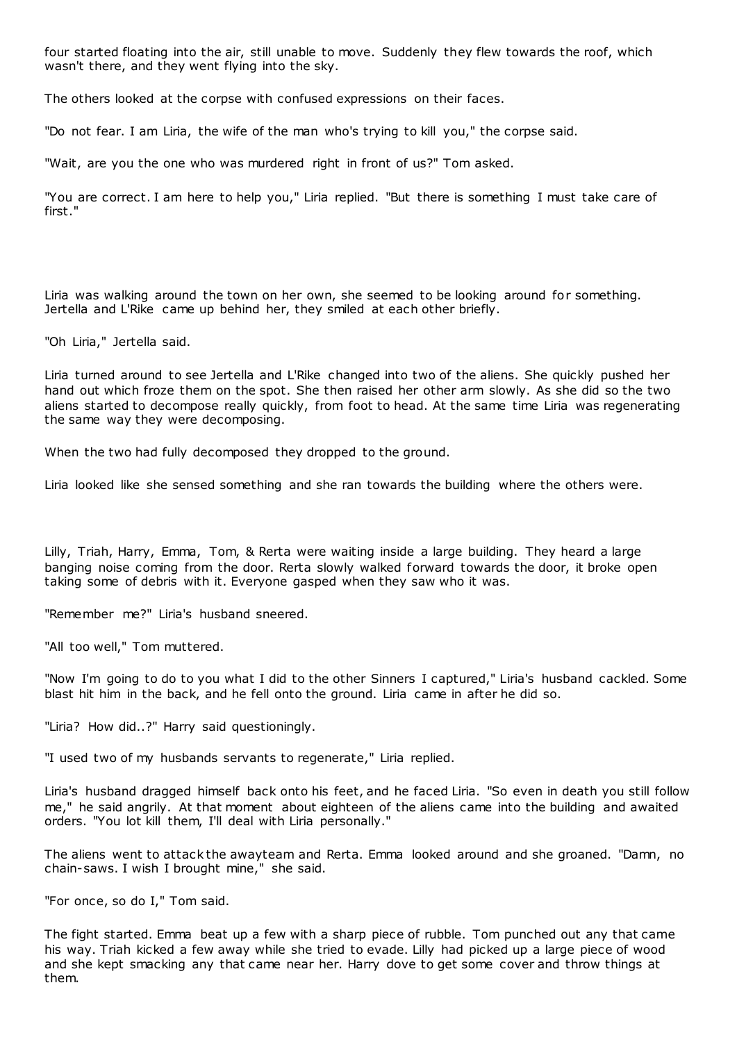four started floating into the air, still unable to move. Suddenly they flew towards the roof, which wasn't there, and they went flying into the sky.

The others looked at the corpse with confused expressions on their faces.

"Do not fear. I am Liria, the wife of the man who's trying to kill you," the corpse said.

"Wait, are you the one who was murdered right in front of us?" Tom asked.

"You are correct. I am here to help you," Liria replied. "But there is something I must take care of first."

Liria was walking around the town on her own, she seemed to be looking around for something. Jertella and L'Rike came up behind her, they smiled at each other briefly.

"Oh Liria," Jertella said.

Liria turned around to see Jertella and L'Rike changed into two of the aliens. She quickly pushed her hand out which froze them on the spot. She then raised her other arm slowly. As she did so the two aliens started to decompose really quickly, from foot to head. At the same time Liria was regenerating the same way they were decomposing.

When the two had fully decomposed they dropped to the ground.

Liria looked like she sensed something and she ran towards the building where the others were.

Lilly, Triah, Harry, Emma, Tom, & Rerta were waiting inside a large building. They heard a large banging noise coming from the door. Rerta slowly walked forward towards the door, it broke open taking some of debris with it. Everyone gasped when they saw who it was.

"Remember me?" Liria's husband sneered.

"All too well," Tom muttered.

"Now I'm going to do to you what I did to the other Sinners I captured," Liria's husband cackled. Some blast hit him in the back, and he fell onto the ground. Liria came in after he did so.

"Liria? How did..?" Harry said questioningly.

"I used two of my husbands servants to regenerate," Liria replied.

Liria's husband dragged himself back onto his feet, and he faced Liria. "So even in death you still follow me," he said angrily. At that moment about eighteen of the aliens came into the building and awaited orders. "You lot kill them, I'll deal with Liria personally."

The aliens went to attack the awayteam and Rerta. Emma looked around and she groaned. "Damn, no chain-saws. I wish I brought mine," she said.

"For once, so do I," Tom said.

The fight started. Emma beat up a few with a sharp piece of rubble. Tom punched out any that came his way. Triah kicked a few away while she tried to evade. Lilly had picked up a large piece of wood and she kept smacking any that came near her. Harry dove to get some cover and throw things at them.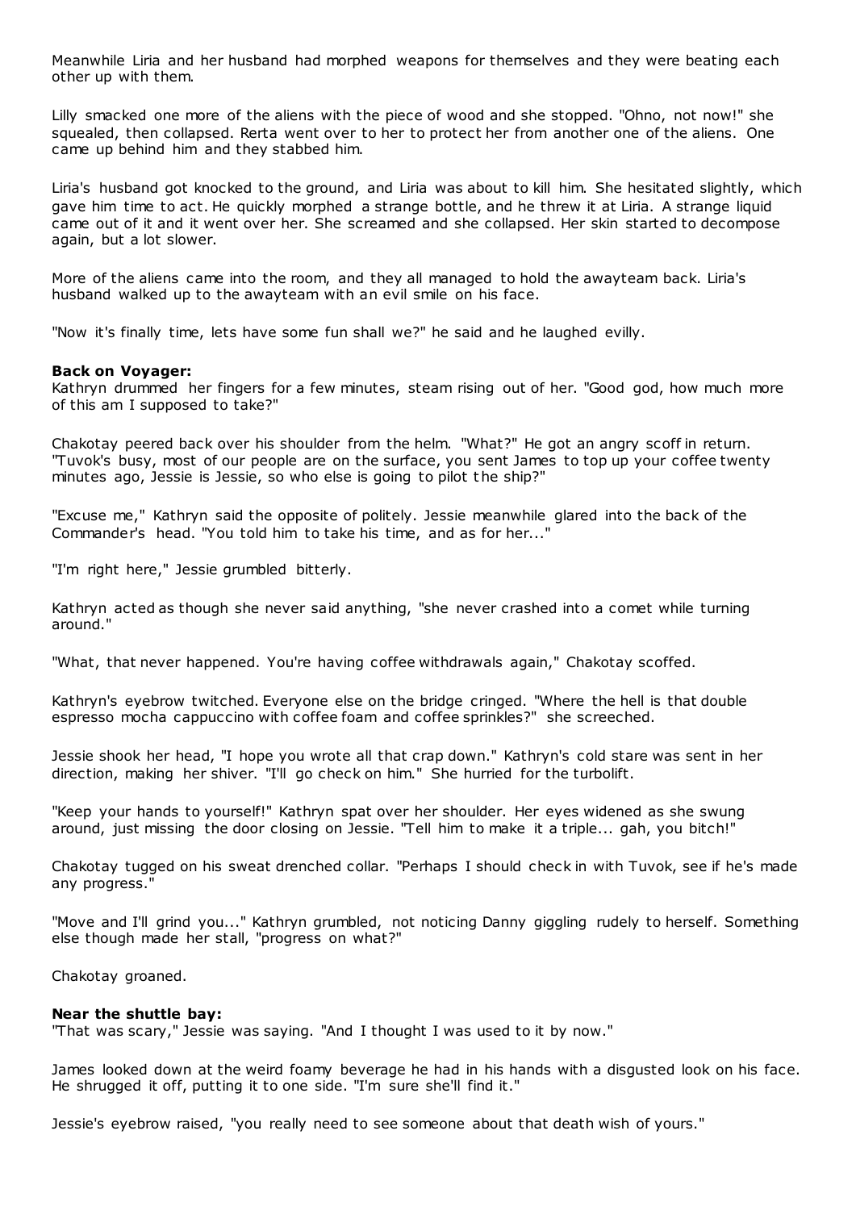Meanwhile Liria and her husband had morphed weapons for themselves and they were beating each other up with them.

Lilly smacked one more of the aliens with the piece of wood and she stopped. "Ohno, not now!" she squealed, then collapsed. Rerta went over to her to protect her from another one of the aliens. One came up behind him and they stabbed him.

Liria's husband got knocked to the ground, and Liria was about to kill him. She hesitated slightly, which gave him time to act. He quickly morphed a strange bottle, and he threw it at Liria. A strange liquid came out of it and it went over her. She screamed and she collapsed. Her skin started to decompose again, but a lot slower.

More of the aliens came into the room, and they all managed to hold the awayteam back. Liria's husband walked up to the awayteam with an evil smile on his face.

"Now it's finally time, lets have some fun shall we?" he said and he laughed evilly.

**Back on Voyager:**
Kathryn drummed her fingers for a few minutes, steam rising out of her. "Good god, how much more of this am I supposed to take?"

Chakotay peered back over his shoulder from the helm. "What?" He got an angry scoff in return. "Tuvok's busy, most of our people are on the surface, you sent James to top up your coffee twenty minutes ago, Jessie is Jessie, so who else is going to pilot the ship?"

"Excuse me," Kathryn said the opposite of politely. Jessie meanwhile glared into the back of the Commander's head. "You told him to take his time, and as for her..."

"I'm right here," Jessie grumbled bitterly.

Kathryn acted as though she never said anything, "she never crashed into a comet while turning around."

"What, that never happened. You're having coffee withdrawals again," Chakotay scoffed.

Kathryn's eyebrow twitched. Everyone else on the bridge cringed. "Where the hell is that double espresso mocha cappuccino with coffee foam and coffee sprinkles?" she screeched.

Jessie shook her head, "I hope you wrote all that crap down." Kathryn's cold stare was sent in her direction, making her shiver. "I'll go check on him." She hurried for the turbolift.

"Keep your hands to yourself!" Kathryn spat over her shoulder. Her eyes widened as she swung around, just missing the door closing on Jessie. "Tell him to make it a triple... gah, you bitch!"

Chakotay tugged on his sweat drenched collar. "Perhaps I should check in with Tuvok, see if he's made any progress."

"Move and I'll grind you..." Kathryn grumbled, not noticing Danny giggling rudely to herself. Something else though made her stall, "progress on what?"

Chakotay groaned.

**Near the shuttle bay:**
"That was scary," Jessie was saying. "And I thought I was used to it by now."

James looked down at the weird foamy beverage he had in his hands with a disgusted look on his face. He shrugged it off, putting it to one side. "I'm sure she'll find it."

Jessie's eyebrow raised, "you really need to see someone about that death wish of yours."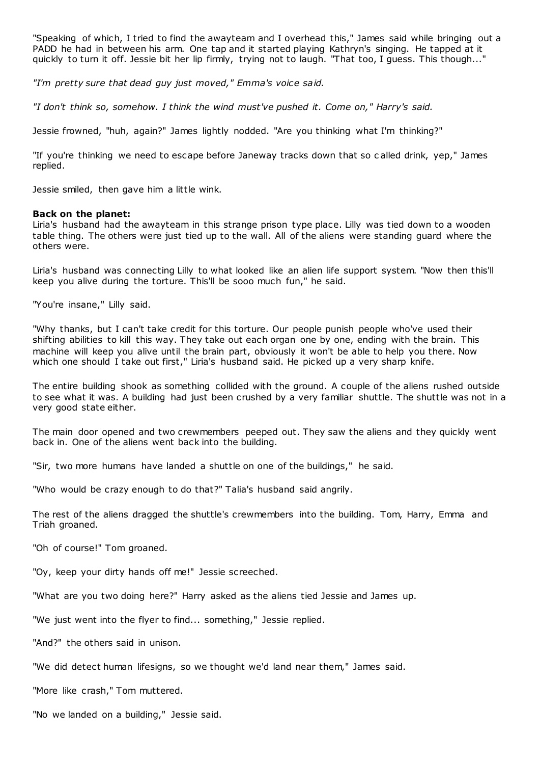"Speaking of which, I tried to find the awayteam and I overhead this," James said while bringing out a PADD he had in between his arm. One tap and it started playing Kathryn's singing. He tapped at it quickly to turn it off. Jessie bit her lip firmly, trying not to laugh. "That too, I guess. This though..."

*"I'm pretty sure that dead guy just moved," Emma's voice said.*

*"I don't think so, somehow. I think the wind must've pushed it. Come on," Harry's said.*

Jessie frowned, "huh, again?" James lightly nodded. "Are you thinking what I'm thinking?"

"If you're thinking we need to escape before Janeway tracks down that so called drink, yep," James replied.

Jessie smiled, then gave him a little wink.

**Back on the planet:**
Liria's husband had the awayteam in this strange prison type place. Lilly was tied down to a wooden table thing. The others were just tied up to the wall. All of the aliens were standing guard where the others were.

Liria's husband was connecting Lilly to what looked like an alien life support system. "Now then this'll keep you alive during the torture. This'll be sooo much fun," he said.

"You're insane," Lilly said.

"Why thanks, but I can't take credit for this torture. Our people punish people who've used their shifting abilities to kill this way. They take out each organ one by one, ending with the brain. This machine will keep you alive until the brain part, obviously it won't be able to help you there. Now which one should I take out first," Liria's husband said. He picked up a very sharp knife.

The entire building shook as something collided with the ground. A couple of the aliens rushed outside to see what it was. A building had just been crushed by a very familiar shuttle. The shuttle was not in a very good state either.

The main door opened and two crewmembers peeped out. They saw the aliens and they quickly went back in. One of the aliens went back into the building.

"Sir, two more humans have landed a shuttle on one of the buildings," he said.

"Who would be crazy enough to do that?" Talia's husband said angrily.

The rest of the aliens dragged the shuttle's crewmembers into the building. Tom, Harry, Emma and Triah groaned.

"Oh of course!" Tom groaned.

"Oy, keep your dirty hands off me!" Jessie screeched.

"What are you two doing here?" Harry asked as the aliens tied Jessie and James up.

"We just went into the flyer to find... something," Jessie replied.

"And?" the others said in unison.

"We did detect human lifesigns, so we thought we'd land near them," James said.

"More like crash," Tom muttered.

"No we landed on a building," Jessie said.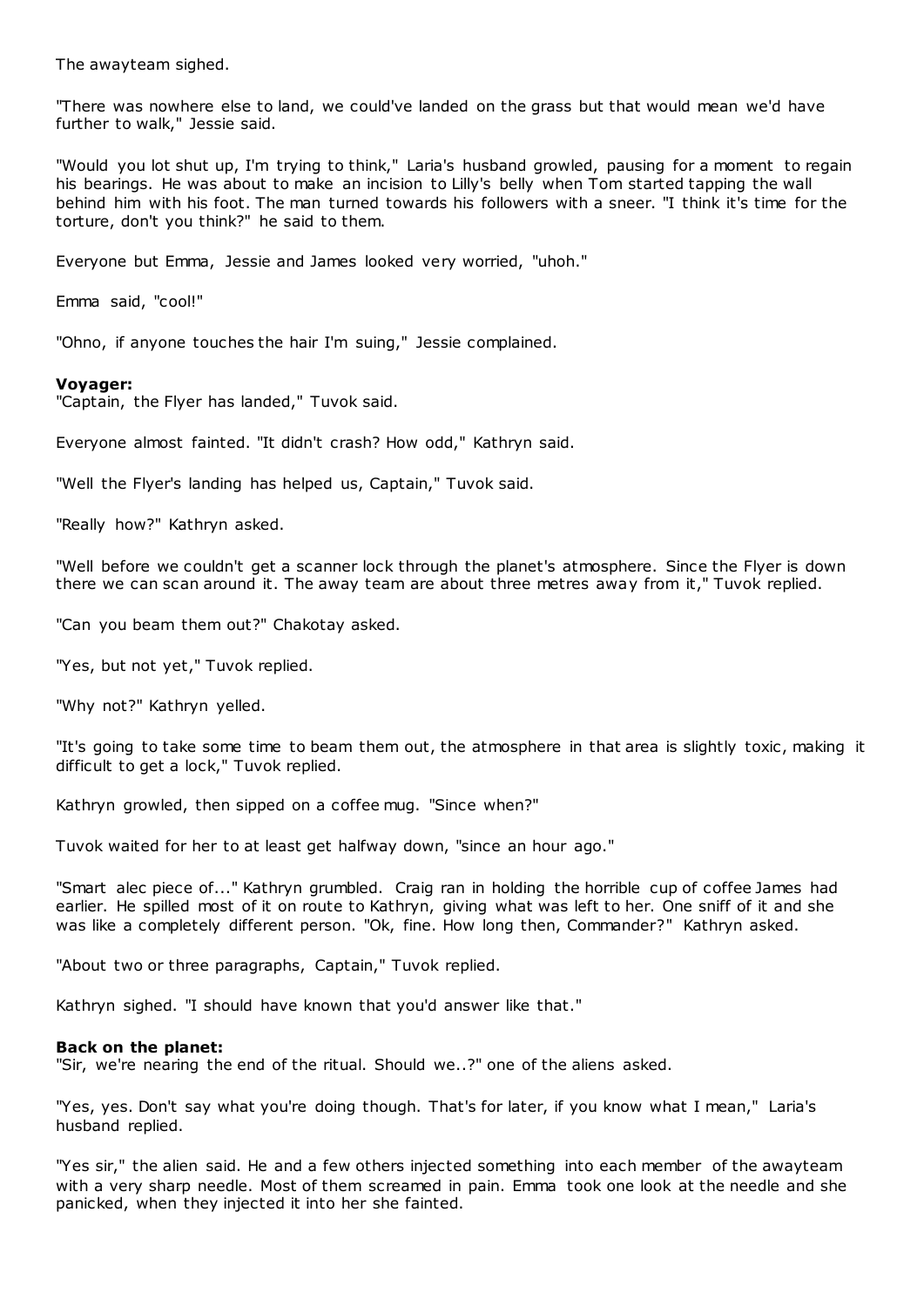The awayteam sighed.

"There was nowhere else to land, we could've landed on the grass but that would mean we'd have further to walk," Jessie said.

"Would you lot shut up, I'm trying to think," Laria's husband growled, pausing for a moment to regain his bearings. He was about to make an incision to Lilly's belly when Tom started tapping the wall behind him with his foot. The man turned towards his followers with a sneer. "I think it's time for the torture, don't you think?" he said to them.

Everyone but Emma, Jessie and James looked very worried, "uhoh."

Emma said, "cool!"

"Ohno, if anyone touches the hair I'm suing," Jessie complained.

**Voyager:**
"Captain, the Flyer has landed," Tuvok said.

Everyone almost fainted. "It didn't crash? How odd," Kathryn said.

"Well the Flyer's landing has helped us, Captain," Tuvok said.

"Really how?" Kathryn asked.

"Well before we couldn't get a scanner lock through the planet's atmosphere. Since the Flyer is down there we can scan around it. The away team are about three metres away from it," Tuvok replied.

"Can you beam them out?" Chakotay asked.

"Yes, but not yet," Tuvok replied.

"Why not?" Kathryn yelled.

"It's going to take some time to beam them out, the atmosphere in that area is slightly toxic, making it difficult to get a lock," Tuvok replied.

Kathryn growled, then sipped on a coffee mug. "Since when?"

Tuvok waited for her to at least get halfway down, "since an hour ago."

"Smart alec piece of..." Kathryn grumbled. Craig ran in holding the horrible cup of coffee James had earlier. He spilled most of it on route to Kathryn, giving what was left to her. One sniff of it and she was like a completely different person. "Ok, fine. How long then, Commander?" Kathryn asked.

"About two or three paragraphs, Captain," Tuvok replied.

Kathryn sighed. "I should have known that you'd answer like that."

**Back on the planet:**
"Sir, we're nearing the end of the ritual. Should we..?" one of the aliens asked.

"Yes, yes. Don't say what you're doing though. That's for later, if you know what I mean," Laria's husband replied.

"Yes sir," the alien said. He and a few others injected something into each member of the awayteam with a very sharp needle. Most of them screamed in pain. Emma took one look at the needle and she panicked, when they injected it into her she fainted.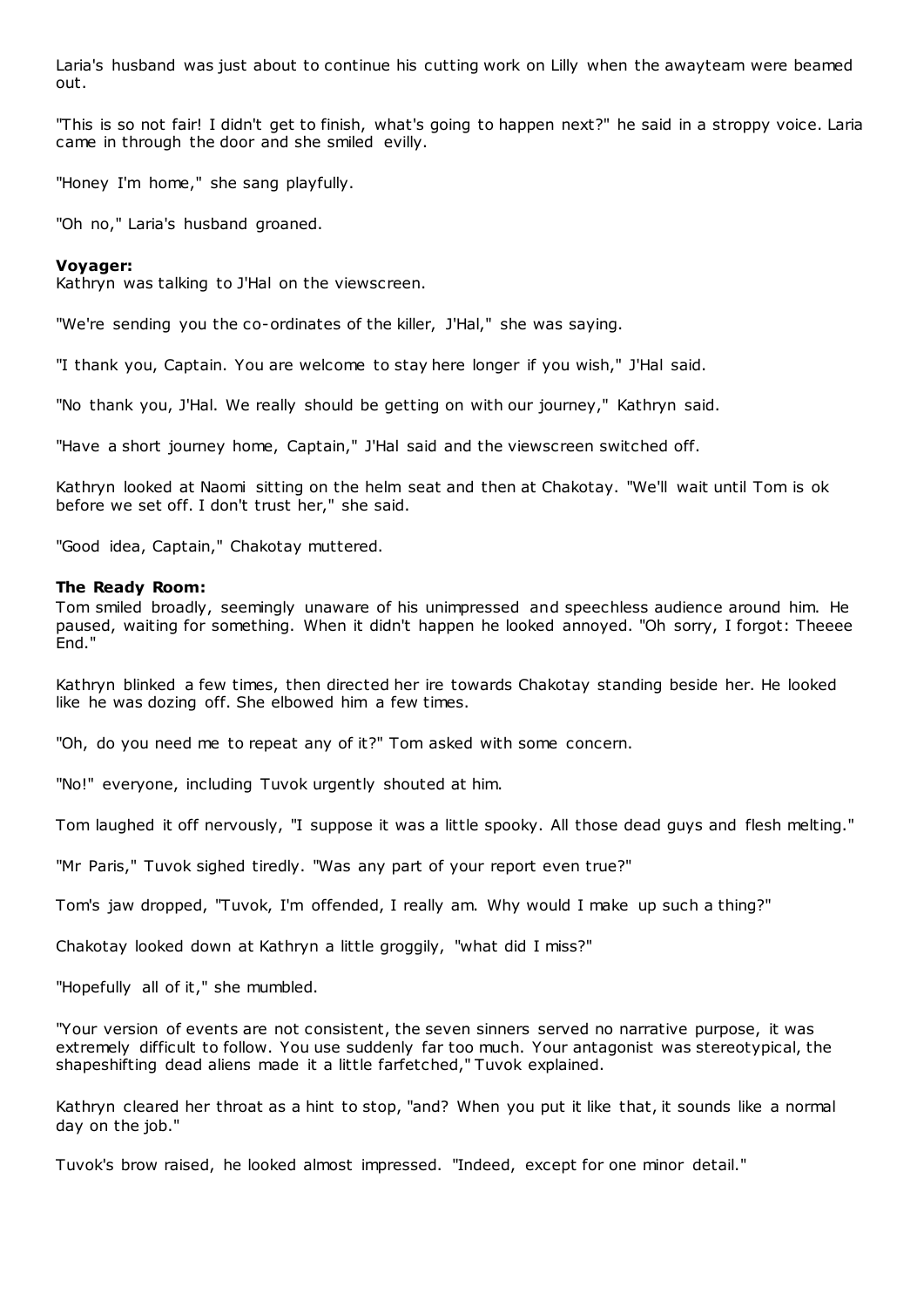Laria's husband was just about to continue his cutting work on Lilly when the awayteam were beamed out.

"This is so not fair! I didn't get to finish, what's going to happen next?" he said in a stroppy voice. Laria came in through the door and she smiled evilly.

"Honey I'm home," she sang playfully.

"Oh no," Laria's husband groaned.

**Voyager:**
Kathryn was talking to J'Hal on the viewscreen.

"We're sending you the co-ordinates of the killer, J'Hal," she was saying.

"I thank you, Captain. You are welcome to stay here longer if you wish," J'Hal said.

"No thank you, J'Hal. We really should be getting on with our journey," Kathryn said.

"Have a short journey home, Captain," J'Hal said and the viewscreen switched off.

Kathryn looked at Naomi sitting on the helm seat and then at Chakotay. "We'll wait until Tom is ok before we set off. I don't trust her," she said.

"Good idea, Captain," Chakotay muttered.

**The Ready Room:**
Tom smiled broadly, seemingly unaware of his unimpressed and speechless audience around him. He paused, waiting for something. When it didn't happen he looked annoyed. "Oh sorry, I forgot: Theeee End."

Kathryn blinked a few times, then directed her ire towards Chakotay standing beside her. He looked like he was dozing off. She elbowed him a few times.

"Oh, do you need me to repeat any of it?" Tom asked with some concern.

"No!" everyone, including Tuvok urgently shouted at him.

Tom laughed it off nervously, "I suppose it was a little spooky. All those dead guys and flesh melting."

"Mr Paris," Tuvok sighed tiredly. "Was any part of your report even true?"

Tom's jaw dropped, "Tuvok, I'm offended, I really am. Why would I make up such a thing?"

Chakotay looked down at Kathryn a little groggily, "what did I miss?"

"Hopefully all of it," she mumbled.

"Your version of events are not consistent, the seven sinners served no narrative purpose, it was extremely difficult to follow. You use suddenly far too much. Your antagonist was stereotypical, the shapeshifting dead aliens made it a little farfetched," Tuvok explained.

Kathryn cleared her throat as a hint to stop, "and? When you put it like that, it sounds like a normal day on the job."

Tuvok's brow raised, he looked almost impressed. "Indeed, except for one minor detail."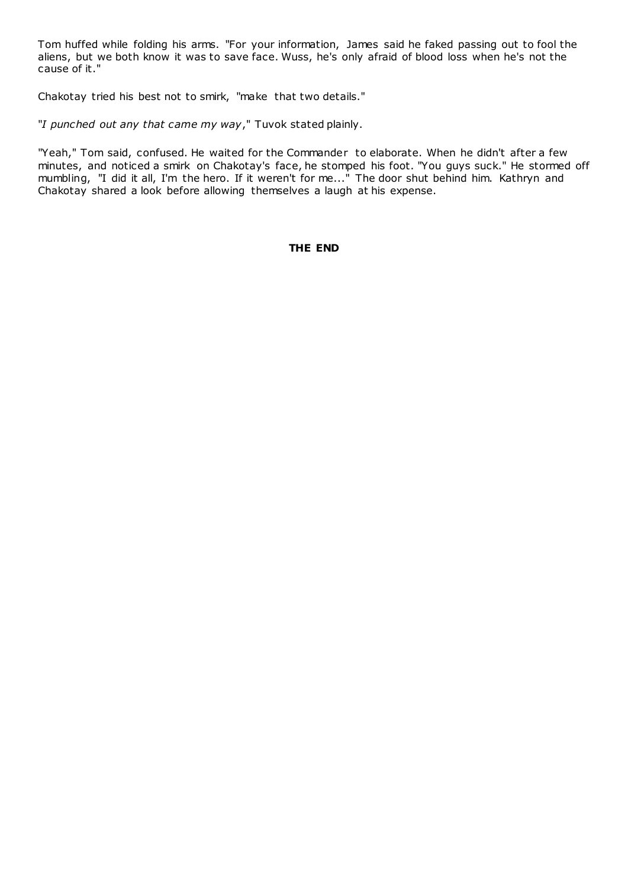Tom huffed while folding his arms. "For your information, James said he faked passing out to fool the aliens, but we both know it was to save face. Wuss, he's only afraid of blood loss when he's not the cause of it."

Chakotay tried his best not to smirk, "make that two details."

"*I punched out any that came my way*," Tuvok stated plainly.

"Yeah," Tom said, confused. He waited for the Commander to elaborate. When he didn't after a few minutes, and noticed a smirk on Chakotay's face, he stomped his foot. "You guys suck." He stormed off mumbling, "I did it all, I'm the hero. If it weren't for me..." The door shut behind him. Kathryn and Chakotay shared a look before allowing themselves a laugh at his expense.

**THE END**